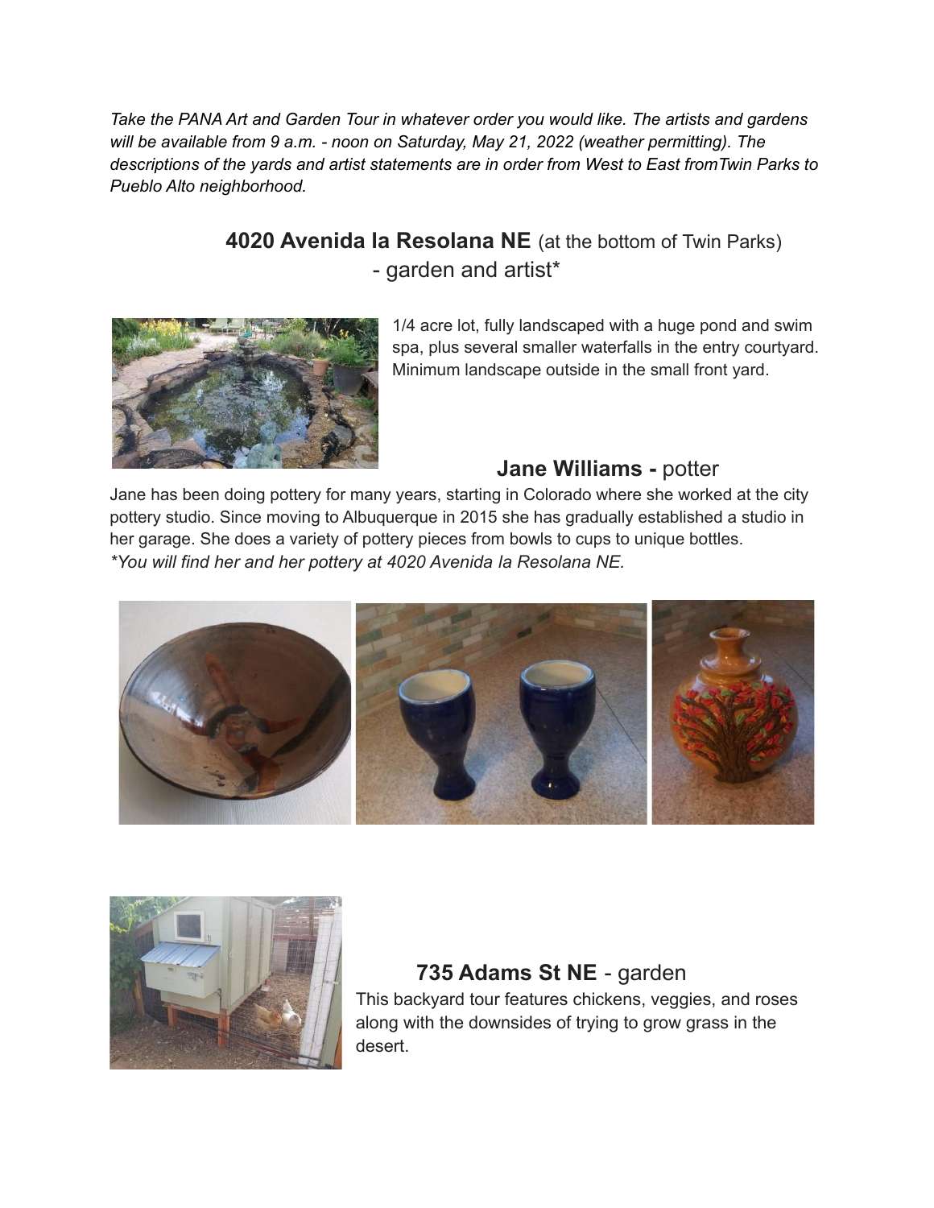*Take the PANA Art and Garden Tour in whatever order you would like. The artists and gardens will be available from 9 a.m. - noon on Saturday, May 21, 2022 (weather permitting). The descriptions of the yards and artist statements are in order from West to East fromTwin Parks to Pueblo Alto neighborhood.*

## **4020 Avenida la Resolana NE** (at the bottom of Twin Parks) - garden and artist*

1/4 acre lot, fully landscaped with a huge pond and swim spa, plus several smaller waterfalls in the entry courtyard. Minimum landscape outside in the small front yard.

### **Jane Williams -** potter

Jane has been doing pottery for many years, starting in Colorado where she worked at the city pottery studio. Since moving to Albuquerque in 2015 she has gradually established a studio in her garage. She does a variety of pottery pieces from bowls to cups to unique bottles.
*\*You will find her and her pottery at 4020 Avenida la Resolana NE.*

## **735 Adams St NE** - garden

This backyard tour features chickens, veggies, and roses along with the downsides of trying to grow grass in the desert.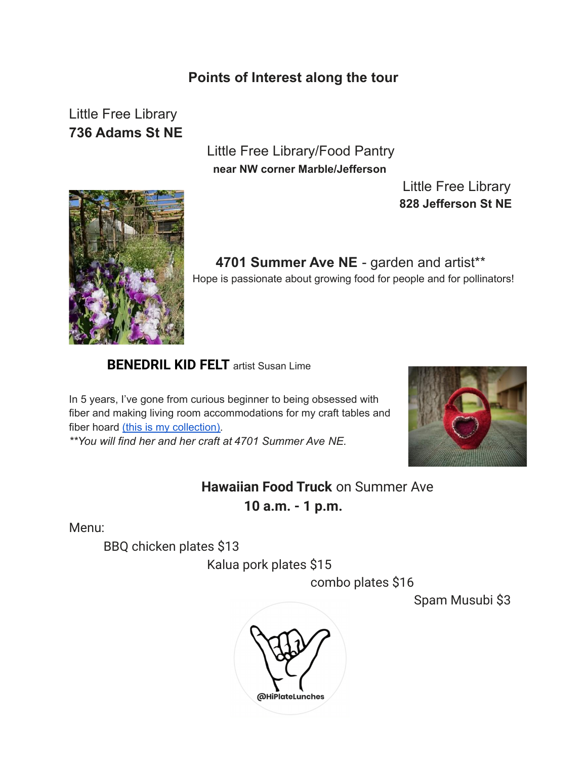## Points of Interest along the tour

Little Free Library
**736 Adams St NE**

Little Free Library/Food Pantry
**near NW corner Marble/Jefferson**

Little Free Library
**828 Jefferson St NE**

**4701 Summer Ave NE** - garden and artist**

Hope is passionate about growing food for people and for pollinators!

**BENEDRIL KID FELT** artist Susan Lime

In 5 years, I've gone from curious beginner to being obsessed with fiber and making living room accommodations for my craft tables and fiber hoard (this is my collection).

*\*\*You will find her and her craft at 4701 Summer Ave NE.*

**Hawaiian Food Truck** on Summer Ave
**10 a.m. - 1 p.m.**

Menu:

- BBQ chicken plates $13
- Kalua pork plates $15
- combo plates $16
- Spam Musubi $3

@HiPlateLunches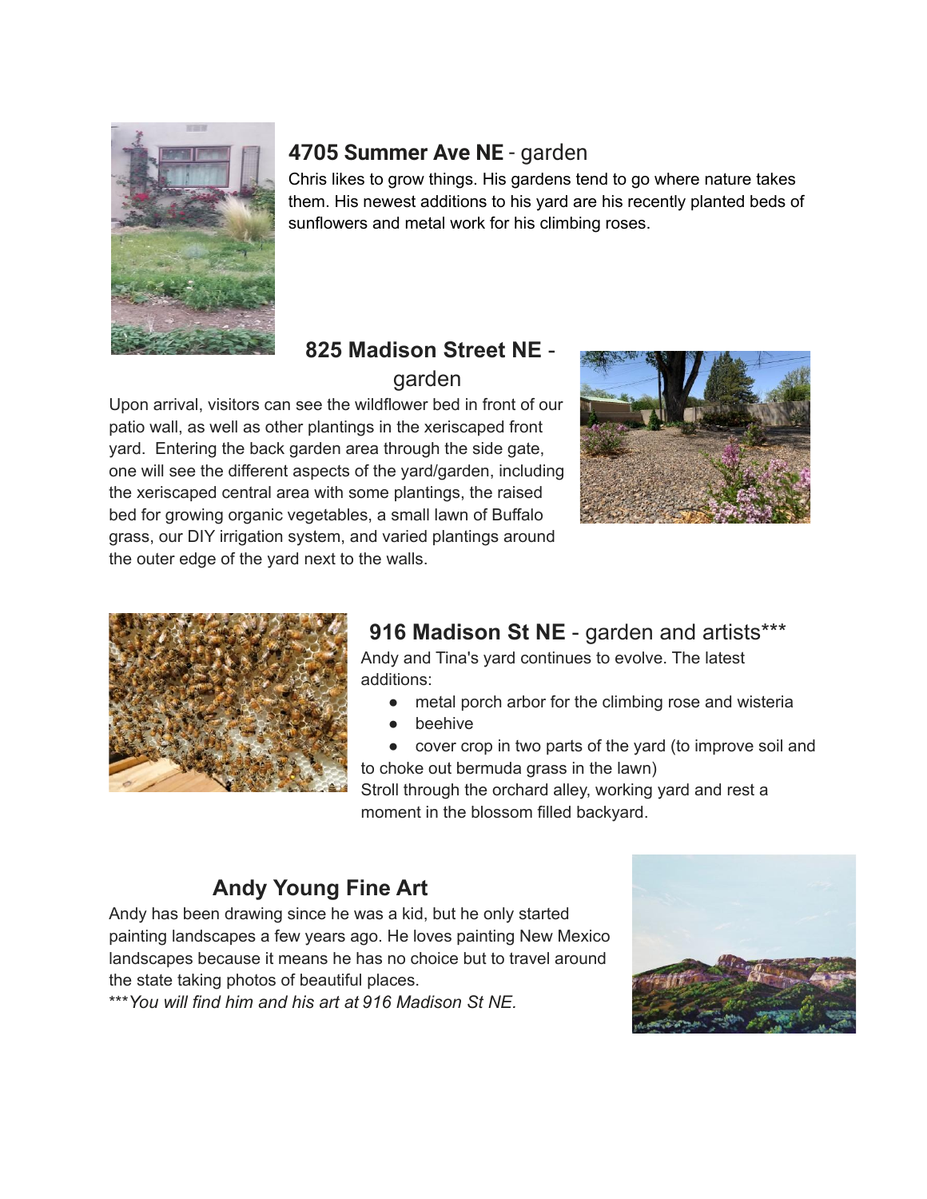### **4705 Summer Ave NE** - garden

Chris likes to grow things. His gardens tend to go where nature takes them. His newest additions to his yard are his recently planted beds of sunflowers and metal work for his climbing roses.

### **825 Madison Street NE** - garden

Upon arrival, visitors can see the wildflower bed in front of our patio wall, as well as other plantings in the xeriscaped front yard. Entering the back garden area through the side gate, one will see the different aspects of the yard/garden, including the xeriscaped central area with some plantings, the raised bed for growing organic vegetables, a small lawn of Buffalo grass, our DIY irrigation system, and varied plantings around the outer edge of the yard next to the walls.

### **916 Madison St NE** - garden and artists***

Andy and Tina's yard continues to evolve. The latest additions:

- metal porch arbor for the climbing rose and wisteria
- beehive
- cover crop in two parts of the yard (to improve soil and to choke out bermuda grass in the lawn)

Stroll through the orchard alley, working yard and rest a moment in the blossom filled backyard.

### **Andy Young Fine Art**

Andy has been drawing since he was a kid, but he only started painting landscapes a few years ago. He loves painting New Mexico landscapes because it means he has no choice but to travel around the state taking photos of beautiful places.

****You will find him and his art at 916 Madison St NE.*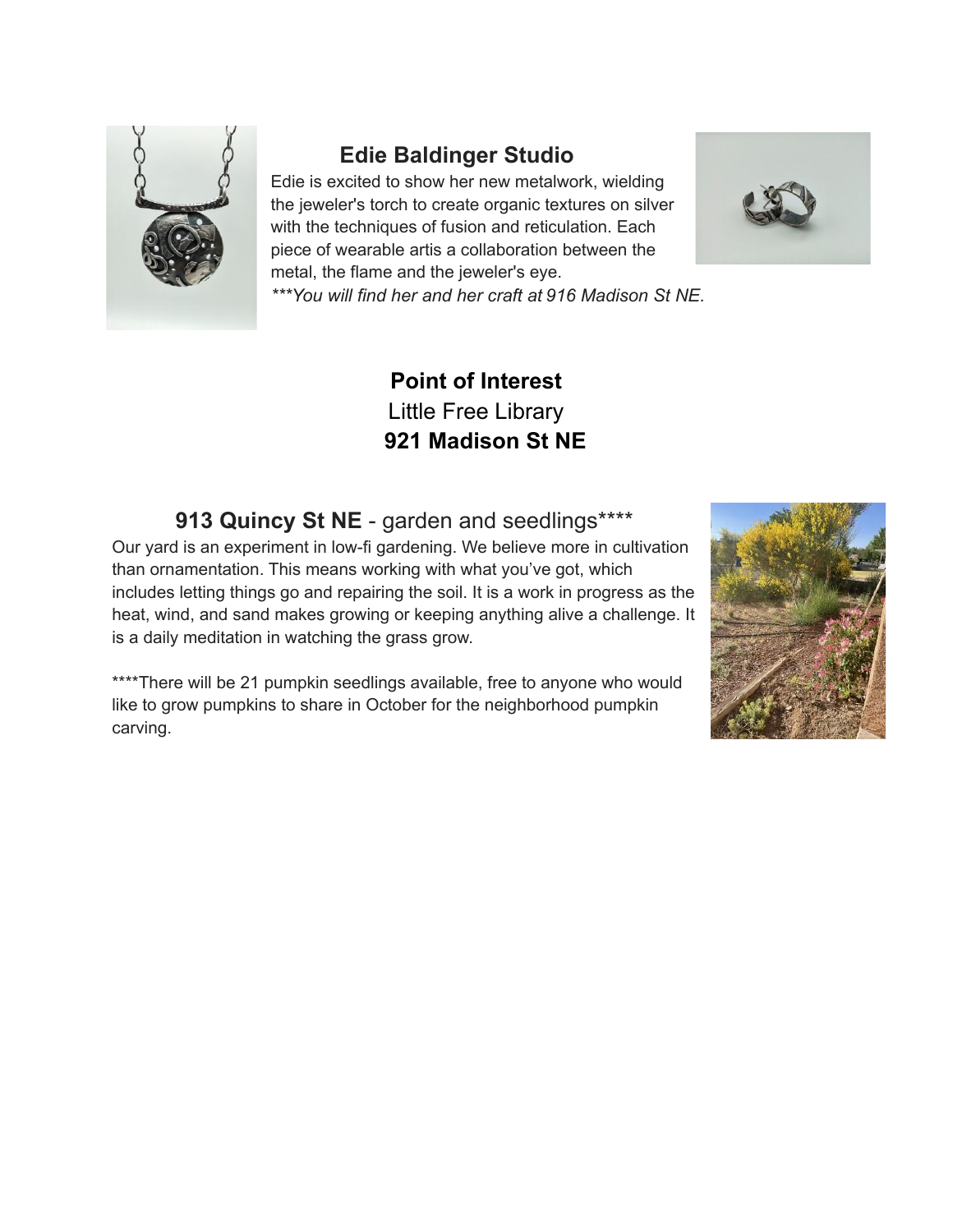## Edie Baldinger Studio

Edie is excited to show her new metalwork, wielding the jeweler's torch to create organic textures on silver with the techniques of fusion and reticulation. Each piece of wearable artis a collaboration between the metal, the flame and the jeweler's eye.

****You will find her and her craft at 916 Madison St NE.*

## Point of Interest

Little Free Library

**921 Madison St NE**

## 913 Quincy St NE - garden and seedlings****

Our yard is an experiment in low-fi gardening. We believe more in cultivation than ornamentation. This means working with what you've got, which includes letting things go and repairing the soil. It is a work in progress as the heat, wind, and sand makes growing or keeping anything alive a challenge. It is a daily meditation in watching the grass grow.

****There will be 21 pumpkin seedlings available, free to anyone who would like to grow pumpkins to share in October for the neighborhood pumpkin carving.